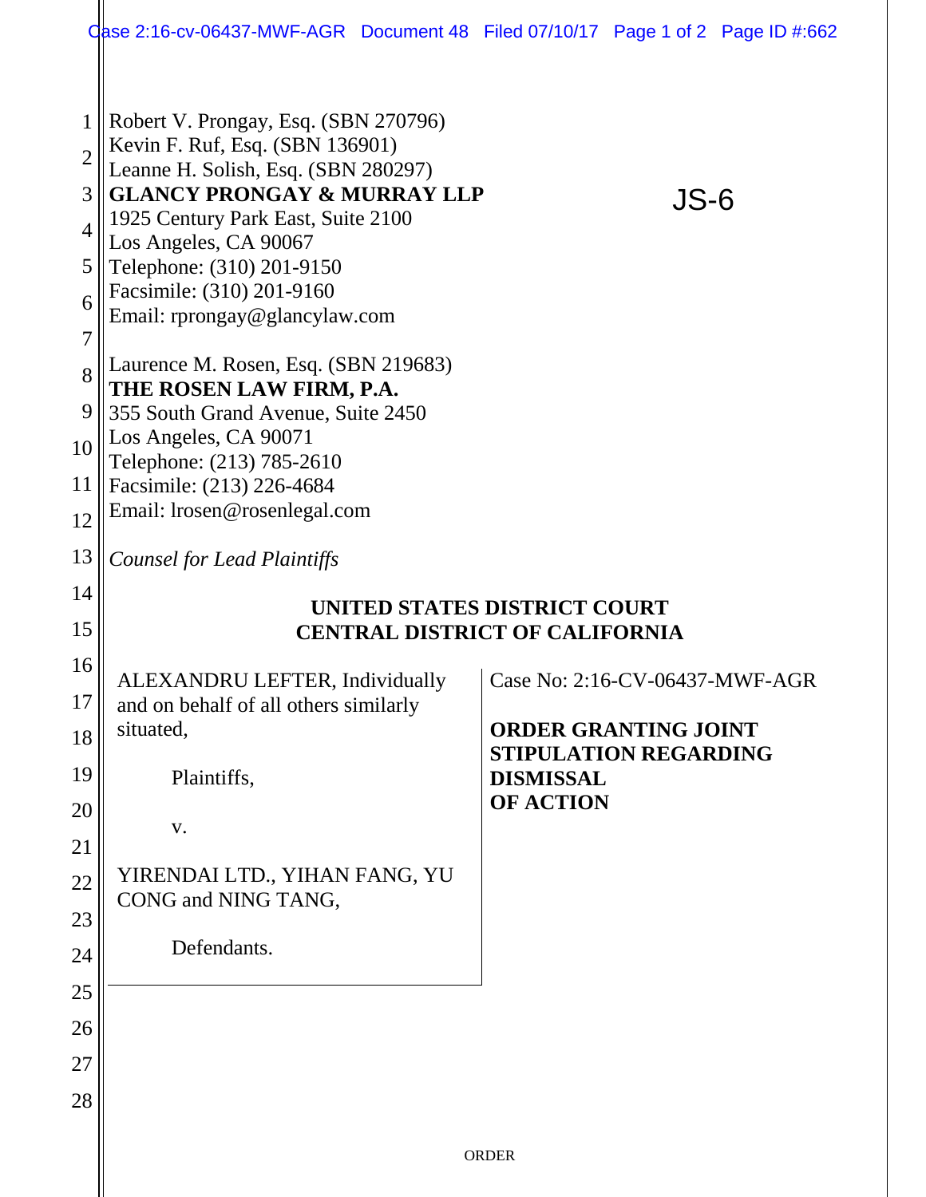Robert V. Prongay, Esq. (SBN 270796)
Kevin F. Ruf, Esq. (SBN 136901)
Leanne H. Solish, Esq. (SBN 280297)
**GLANCY PRONGAY & MURRAY LLP**
1925 Century Park East, Suite 2100
Los Angeles, CA 90067
Telephone: (310) 201-9150
Facsimile: (310) 201-9160
Email: rprongay@glancylaw.com

JS-6

Laurence M. Rosen, Esq. (SBN 219683)
**THE ROSEN LAW FIRM, P.A.**
355 South Grand Avenue, Suite 2450
Los Angeles, CA 90071
Telephone: (213) 785-2610
Facsimile: (213) 226-4684
Email: lrosen@rosenlegal.com

*Counsel for Lead Plaintiffs*

**UNITED STATES DISTRICT COURT**
**CENTRAL DISTRICT OF CALIFORNIA**

ALEXANDRU LEFTER, Individually and on behalf of all others similarly situated,

Plaintiffs,

v.

YIRENDAI LTD., YIHAN FANG, YU CONG and NING TANG,

Defendants.

Case No: 2:16-CV-06437-MWF-AGR

**ORDER GRANTING JOINT STIPULATION REGARDING DISMISSAL OF ACTION**

ORDER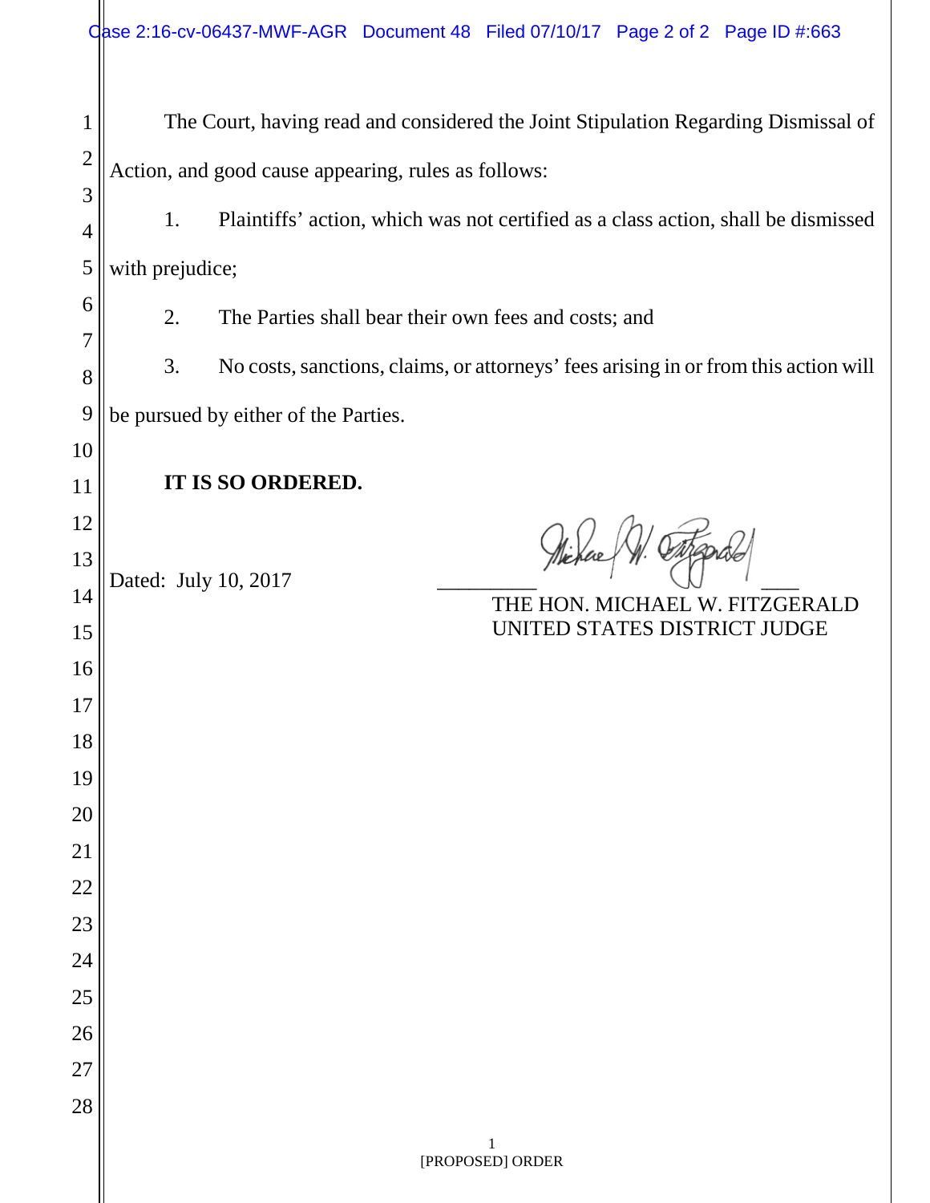The Court, having read and considered the Joint Stipulation Regarding Dismissal of Action, and good cause appearing, rules as follows:

1. Plaintiffs' action, which was not certified as a class action, shall be dismissed with prejudice;

2. The Parties shall bear their own fees and costs; and

3. No costs, sanctions, claims, or attorneys' fees arising in or from this action will be pursued by either of the Parties.

**IT IS SO ORDERED.**

Dated: July 10, 2017

THE HON. MICHAEL W. FITZGERALD
UNITED STATES DISTRICT JUDGE

[PROPOSED] ORDER